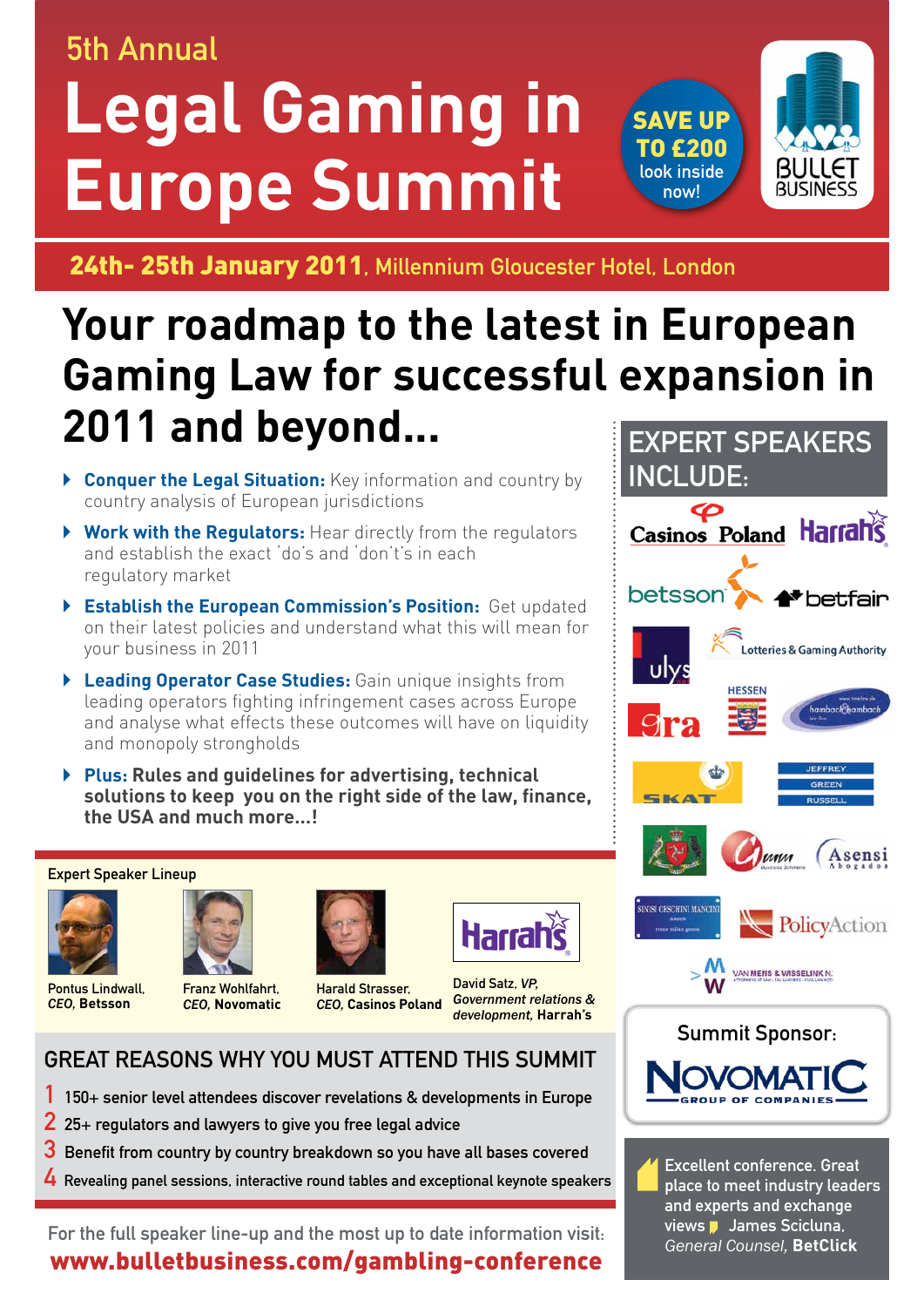5th Annual

# Legal Gaming in Europe Summit

**SAVE UP TO £200** look inside now!

BULLET BUSINESS

**24th- 25th January 2011**, Millennium Gloucester Hotel, London

## Your roadmap to the latest in European Gaming Law for successful expansion in 2011 and beyond...

- **Conquer the Legal Situation:** Key information and country by country analysis of European jurisdictions
- **Work with the Regulators:** Hear directly from the regulators and establish the exact 'do's and 'don't's in each regulatory market
- **Establish the European Commission's Position:** Get updated on their latest policies and understand what this will mean for your business in 2011
- **Leading Operator Case Studies:** Gain unique insights from leading operators fighting infringement cases across Europe and analyse what effects these outcomes will have on liquidity and monopoly strongholds
- **Plus: Rules and guidelines for advertising, technical solutions to keep you on the right side of the law, finance, the USA and much more...!**

## EXPERT SPEAKERS INCLUDE:

Casinos Poland, Harrah's, betsson, betfair, ulys, Lotteries & Gaming Authority, Gra, Hessen, hambach&hambach, SKAT, Jeffrey Green Russell, Asensi Abogados, Sinisi Ceschini Mancini, PolicyAction, Van Mens & Wisselink N.

### Expert Speaker Lineup

- Pontus Lindwall, *CEO*, **Betsson**
- Franz Wohlfahrt, *CEO*, **Novomatic**
- Harald Strasser, *CEO*, **Casinos Poland**
- David Satz, *VP, Government relations & development*, **Harrah's**

### Summit Sponsor:

NOVOMATIC GROUP OF COMPANIES

## GREAT REASONS WHY YOU MUST ATTEND THIS SUMMIT

1. 150+ senior level attendees discover revelations & developments in Europe
2. 25+ regulators and lawyers to give you free legal advice
3. Benefit from country by country breakdown so you have all bases covered
4. Revealing panel sessions, interactive round tables and exceptional keynote speakers

> Excellent conference. Great place to meet industry leaders and experts and exchange views — James Scicluna, *General Counsel*, **BetClick**

For the full speaker line-up and the most up to date information visit:
**www.bulletbusiness.com/gambling-conference**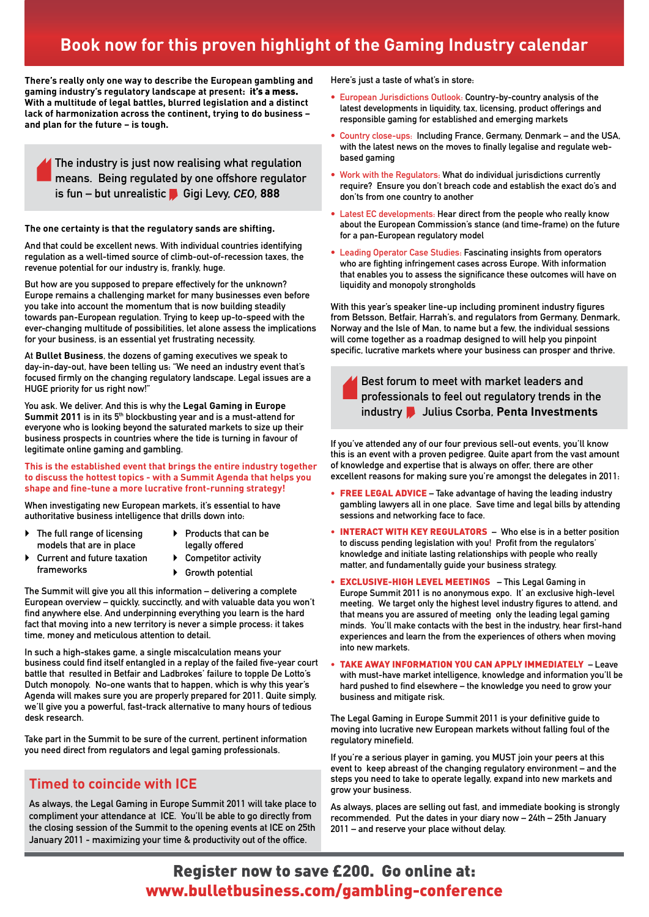# Book now for this proven highlight of the Gaming Industry calendar

**There's really only one way to describe the European gambling and gaming industry's regulatory landscape at present: it's a mess. With a multitude of legal battles, blurred legislation and a distinct lack of harmonization across the continent, trying to do business – and plan for the future – is tough.**

> The industry is just now realising what regulation means. Being regulated by one offshore regulator is fun – but unrealistic — Gigi Levy, *CEO*, **888**

**The one certainty is that the regulatory sands are shifting.**

And that could be excellent news. With individual countries identifying regulation as a well-timed source of climb-out-of-recession taxes, the revenue potential for our industry is, frankly, huge.

But how are you supposed to prepare effectively for the unknown? Europe remains a challenging market for many businesses even before you take into account the momentum that is now building steadily towards pan-European regulation. Trying to keep up-to-speed with the ever-changing multitude of possibilities, let alone assess the implications for your business, is an essential yet frustrating necessity.

At **Bullet Business**, the dozens of gaming executives we speak to day-in-day-out, have been telling us: "We need an industry event that's focused firmly on the changing regulatory landscape. Legal issues are a HUGE priority for us right now!"

You ask. We deliver. And this is why the **Legal Gaming in Europe Summit 2011** is in its 5th blockbusting year and is a must-attend for everyone who is looking beyond the saturated markets to size up their business prospects in countries where the tide is turning in favour of legitimate online gaming and gambling.

**This is the established event that brings the entire industry together to discuss the hottest topics - with a Summit Agenda that helps you shape and fine-tune a more lucrative front-running strategy!**

When investigating new European markets, it's essential to have authoritative business intelligence that drills down into:

- The full range of licensing models that are in place
- Current and future taxation frameworks
- Products that can be legally offered
- Competitor activity
- Growth potential

The Summit will give you all this information – delivering a complete European overview – quickly, succinctly, and with valuable data you won't find anywhere else. And underpinning everything you learn is the hard fact that moving into a new territory is never a simple process: it takes time, money and meticulous attention to detail.

In such a high-stakes game, a single miscalculation means your business could find itself entangled in a replay of the failed five-year court battle that resulted in Betfair and Ladbrokes' failure to topple De Lotto's Dutch monopoly. No-one wants that to happen, which is why this year's Agenda will makes sure you are properly prepared for 2011. Quite simply, we'll give you a powerful, fast-track alternative to many hours of tedious desk research.

Take part in the Summit to be sure of the current, pertinent information you need direct from regulators and legal gaming professionals.

## Timed to coincide with ICE

As always, the Legal Gaming in Europe Summit 2011 will take place to compliment your attendance at ICE. You'll be able to go directly from the closing session of the Summit to the opening events at ICE on 25th January 2011 - maximizing your time & productivity out of the office.

Here's just a taste of what's in store:

- **European Jurisdictions Outlook:** Country-by-country analysis of the latest developments in liquidity, tax, licensing, product offerings and responsible gaming for established and emerging markets
- **Country close-ups:** Including France, Germany, Denmark – and the USA, with the latest news on the moves to finally legalise and regulate web-based gaming
- **Work with the Regulators:** What do individual jurisdictions currently require? Ensure you don't breach code and establish the exact do's and don'ts from one country to another
- **Latest EC developments:** Hear direct from the people who really know about the European Commission's stance (and time-frame) on the future for a pan-European regulatory model
- **Leading Operator Case Studies:** Fascinating insights from operators who are fighting infringement cases across Europe. With information that enables you to assess the significance these outcomes will have on liquidity and monopoly strongholds

With this year's speaker line-up including prominent industry figures from Betsson, Betfair, Harrah's, and regulators from Germany, Denmark, Norway and the Isle of Man, to name but a few, the individual sessions will come together as a roadmap designed to will help you pinpoint specific, lucrative markets where your business can prosper and thrive.

> Best forum to meet with market leaders and professionals to feel out regulatory trends in the industry — Julius Csorba, **Penta Investments**

If you've attended any of our four previous sell-out events, you'll know this is an event with a proven pedigree. Quite apart from the vast amount of knowledge and expertise that is always on offer, there are other excellent reasons for making sure you're amongst the delegates in 2011:

- **FREE LEGAL ADVICE** – Take advantage of having the leading industry gambling lawyers all in one place. Save time and legal bills by attending sessions and networking face to face.
- **INTERACT WITH KEY REGULATORS** – Who else is in a better position to discuss pending legislation with you! Profit from the regulators' knowledge and initiate lasting relationships with people who really matter, and fundamentally guide your business strategy.
- **EXCLUSIVE-HIGH LEVEL MEETINGS** – This Legal Gaming in Europe Summit 2011 is no anonymous expo. It' an exclusive high-level meeting. We target only the highest level industry figures to attend, and that means you are assured of meeting only the leading legal gaming minds. You'll make contacts with the best in the industry, hear first-hand experiences and learn the from the experiences of others when moving into new markets.
- **TAKE AWAY INFORMATION YOU CAN APPLY IMMEDIATELY** – Leave with must-have market intelligence, knowledge and information you'll be hard pushed to find elsewhere – the knowledge you need to grow your business and mitigate risk.

The Legal Gaming in Europe Summit 2011 is your definitive guide to moving into lucrative new European markets without falling foul of the regulatory minefield.

If you're a serious player in gaming, you MUST join your peers at this event to keep abreast of the changing regulatory environment – and the steps you need to take to operate legally, expand into new markets and grow your business.

As always, places are selling out fast, and immediate booking is strongly recommended. Put the dates in your diary now – 24th – 25th January 2011 – and reserve your place without delay.

## Register now to save £200. Go online at: www.bulletbusiness.com/gambling-conference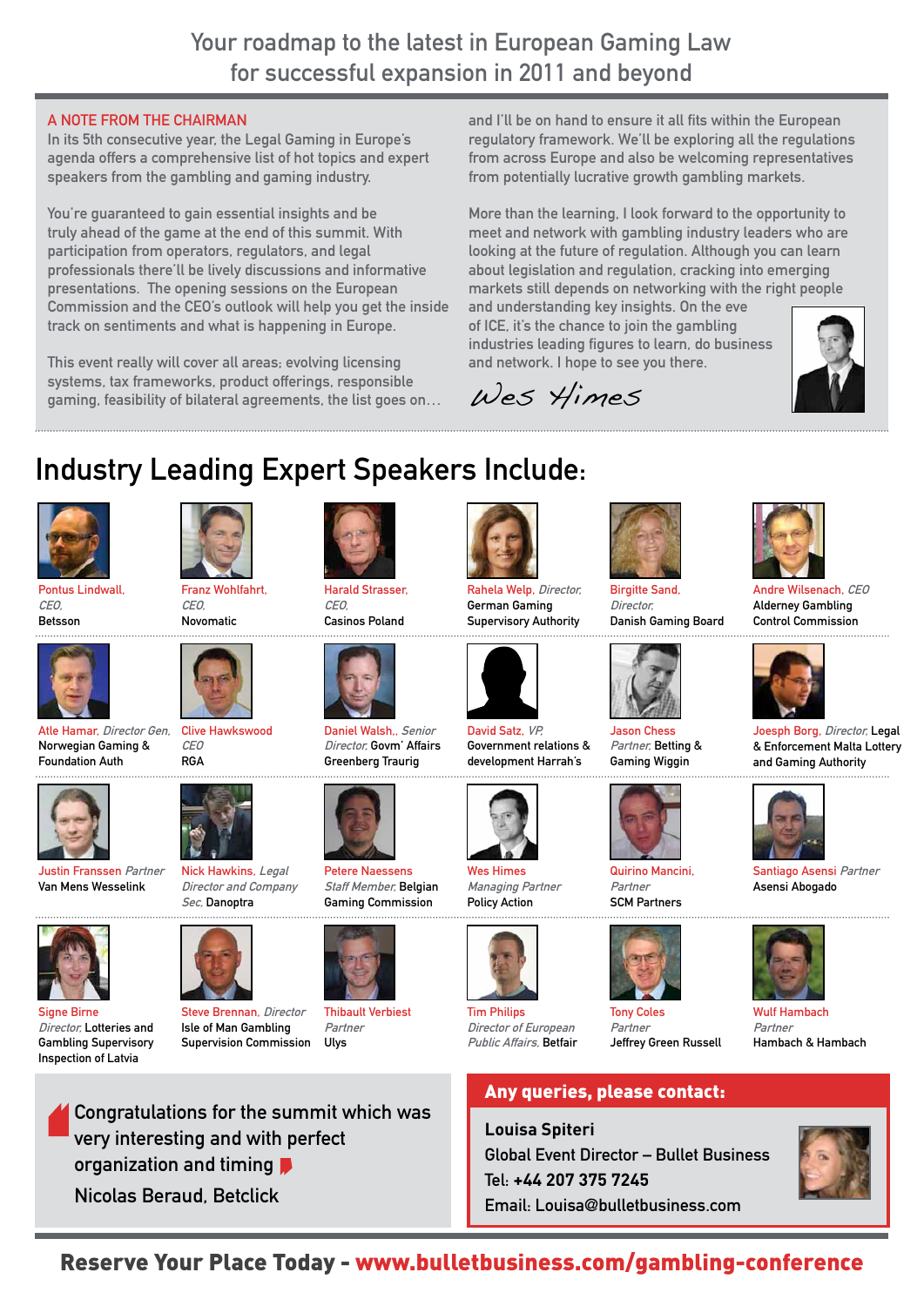Your roadmap to the latest in European Gaming Law for successful expansion in 2011 and beyond

## A NOTE FROM THE CHAIRMAN

In its 5th consecutive year, the Legal Gaming in Europe's agenda offers a comprehensive list of hot topics and expert speakers from the gambling and gaming industry.

You're guaranteed to gain essential insights and be truly ahead of the game at the end of this summit. With participation from operators, regulators, and legal professionals there'll be lively discussions and informative presentations. The opening sessions on the European Commission and the CEO's outlook will help you get the inside track on sentiments and what is happening in Europe.

This event really will cover all areas; evolving licensing systems, tax frameworks, product offerings, responsible gaming, feasibility of bilateral agreements, the list goes on… and I'll be on hand to ensure it all fits within the European regulatory framework. We'll be exploring all the regulations from across Europe and also be welcoming representatives from potentially lucrative growth gambling markets.

More than the learning, I look forward to the opportunity to meet and network with gambling industry leaders who are looking at the future of regulation. Although you can learn about legislation and regulation, cracking into emerging markets still depends on networking with the right people and understanding key insights. On the eve of ICE, it's the chance to join the gambling industries leading figures to learn, do business and network. I hope to see you there.

*Wes Himes*

# Industry Leading Expert Speakers Include:

- **Pontus Lindwall,** *CEO,* Betsson
- **Franz Wohlfahrt,** *CEO,* Novomatic
- **Harald Strasser,** *CEO,* Casinos Poland
- **Rahela Welp,** *Director,* German Gaming Supervisory Authority
- **Birgitte Sand,** *Director,* Danish Gaming Board
- **Andre Wilsenach,** *CEO* Alderney Gambling Control Commission
- **Atle Hamar,** *Director Gen,* Norwegian Gaming & Foundation Auth
- **Clive Hawkswood** *CEO* RGA
- **Daniel Walsh,**, *Senior Director,* Govm' Affairs Greenberg Traurig
- **David Satz,** *VP,* Government relations & development Harrah's
- **Jason Chess** *Partner,* Betting & Gaming Wiggin
- **Joesph Borg,** *Director,* Legal & Enforcement Malta Lottery and Gaming Authority
- **Justin Franssen** *Partner* Van Mens Wesselink
- **Nick Hawkins,** *Legal Director and Company Sec,* Danoptra
- **Petere Naessens** *Staff Member,* Belgian Gaming Commission
- **Wes Himes** *Managing Partner* Policy Action
- **Quirino Mancini,** *Partner* SCM Partners
- **Santiago Asensi** *Partner* Asensi Abogado
- **Signe Birne** *Director,* Lotteries and Gambling Supervisory Inspection of Latvia
- **Steve Brennan,** *Director* Isle of Man Gambling Supervision Commission
- **Thibault Verbiest** *Partner* Ulys
- **Tim Philips** *Director of European Public Affairs,* Betfair
- **Tony Coles** *Partner* Jeffrey Green Russell
- **Wulf Hambach** *Partner* Hambach & Hambach

> Congratulations for the summit which was very interesting and with perfect organization and timing
>
> Nicolas Beraud, Betclick

**Any queries, please contact:**

**Louisa Spiteri**
Global Event Director – Bullet Business
Tel: **+44 207 375 7245**
Email: Louisa@bulletbusiness.com

**Reserve Your Place Today - www.bulletbusiness.com/gambling-conference**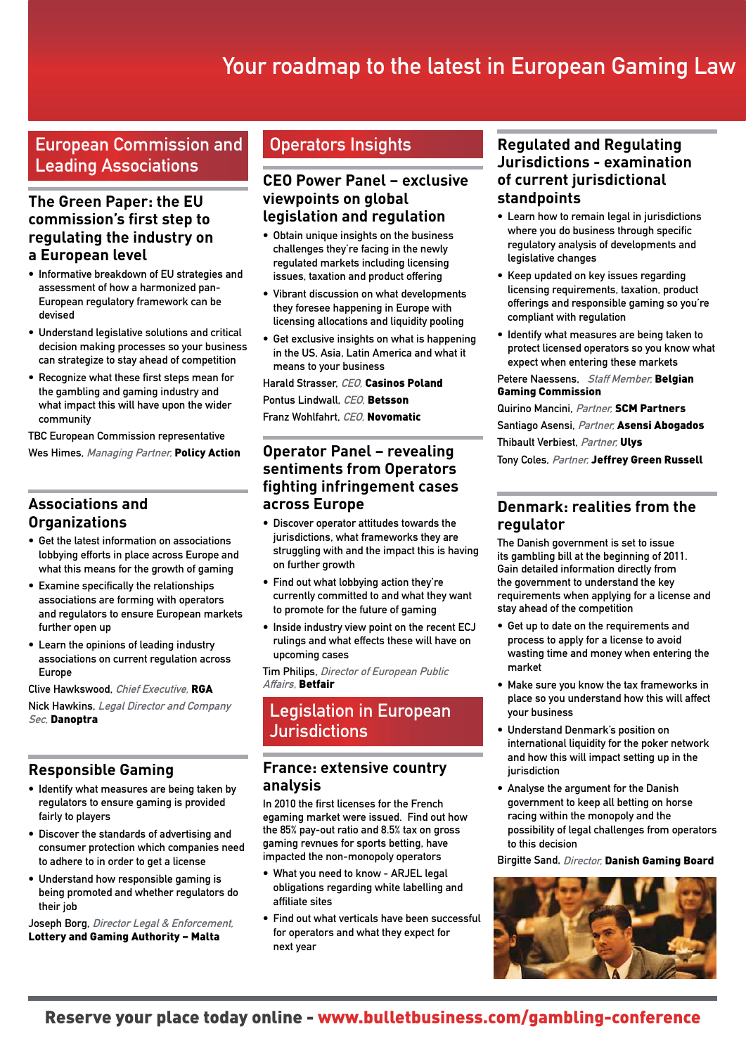# Your roadmap to the latest in European Gaming Law

## European Commission and Leading Associations

### The Green Paper: the EU commission's first step to regulating the industry on a European level

- Informative breakdown of EU strategies and assessment of how a harmonized pan-European regulatory framework can be devised
- Understand legislative solutions and critical decision making processes so your business can strategize to stay ahead of competition
- Recognize what these first steps mean for the gambling and gaming industry and what impact this will have upon the wider community

TBC European Commission representative

Wes Himes, *Managing Partner,* **Policy Action**

### Associations and Organizations

- Get the latest information on associations lobbying efforts in place across Europe and what this means for the growth of gaming
- Examine specifically the relationships associations are forming with operators and regulators to ensure European markets further open up
- Learn the opinions of leading industry associations on current regulation across Europe

Clive Hawkswood, *Chief Executive,* **RGA**

Nick Hawkins, *Legal Director and Company Sec,* **Danoptra**

### Responsible Gaming

- Identify what measures are being taken by regulators to ensure gaming is provided fairly to players
- Discover the standards of advertising and consumer protection which companies need to adhere to in order to get a license
- Understand how responsible gaming is being promoted and whether regulators do their job

Joseph Borg, *Director Legal & Enforcement,* **Lottery and Gaming Authority – Malta**

## Operators Insights

### CEO Power Panel – exclusive viewpoints on global legislation and regulation

- Obtain unique insights on the business challenges they're facing in the newly regulated markets including licensing issues, taxation and product offering
- Vibrant discussion on what developments they foresee happening in Europe with licensing allocations and liquidity pooling
- Get exclusive insights on what is happening in the US, Asia, Latin America and what it means to your business

Harald Strasser, *CEO,* **Casinos Poland**

Pontus Lindwall, *CEO,* **Betsson**

Franz Wohlfahrt, *CEO,* **Novomatic**

### Operator Panel – revealing sentiments from Operators fighting infringement cases across Europe

- Discover operator attitudes towards the jurisdictions, what frameworks they are struggling with and the impact this is having on further growth
- Find out what lobbying action they're currently committed to and what they want to promote for the future of gaming
- Inside industry view point on the recent ECJ rulings and what effects these will have on upcoming cases

Tim Philips, *Director of European Public Affairs,* **Betfair**

## Legislation in European Jurisdictions

### France: extensive country analysis

In 2010 the first licenses for the French egaming market were issued. Find out how the 85% pay-out ratio and 8.5% tax on gross gaming revnues for sports betting, have impacted the non-monopoly operators

- What you need to know - ARJEL legal obligations regarding white labelling and affiliate sites
- Find out what verticals have been successful for operators and what they expect for next year

### Regulated and Regulating Jurisdictions - examination of current jurisdictional standpoints

- Learn how to remain legal in jurisdictions where you do business through specific regulatory analysis of developments and legislative changes
- Keep updated on key issues regarding licensing requirements, taxation, product offerings and responsible gaming so you're compliant with regulation
- Identify what measures are being taken to protect licensed operators so you know what expect when entering these markets

Petere Naessens, *Staff Member,* **Belgian Gaming Commission**

Quirino Mancini, *Partner,* **SCM Partners**

Santiago Asensi, *Partner,* **Asensi Abogados**

Thibault Verbiest, *Partner,* **Ulys**

Tony Coles, *Partner,* **Jeffrey Green Russell**

### Denmark: realities from the regulator

The Danish government is set to issue its gambling bill at the beginning of 2011. Gain detailed information directly from the government to understand the key requirements when applying for a license and stay ahead of the competition

- Get up to date on the requirements and process to apply for a license to avoid wasting time and money when entering the market
- Make sure you know the tax frameworks in place so you understand how this will affect your business
- Understand Denmark's position on international liquidity for the poker network and how this will impact setting up in the jurisdiction
- Analyse the argument for the Danish government to keep all betting on horse racing within the monopoly and the possibility of legal challenges from operators to this decision

Birgitte Sand, *Director,* **Danish Gaming Board**

**Reserve your place today online - www.bulletbusiness.com/gambling-conference**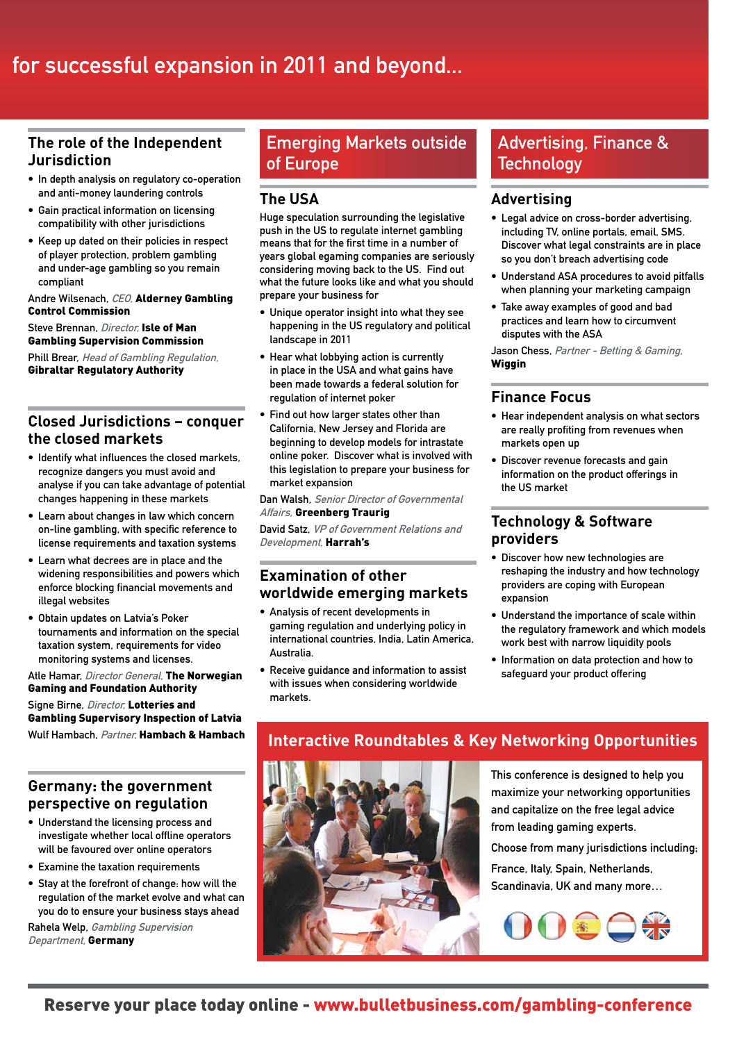# for successful expansion in 2011 and beyond...

## The role of the Independent Jurisdiction

- In depth analysis on regulatory co-operation and anti-money laundering controls
- Gain practical information on licensing compatibility with other jurisdictions
- Keep up dated on their policies in respect of player protection, problem gambling and under-age gambling so you remain compliant

Andre Wilsenach, *CEO*, **Alderney Gambling Control Commission**

Steve Brennan, *Director*, **Isle of Man Gambling Supervision Commission**

Phill Brear, *Head of Gambling Regulation*, **Gibraltar Regulatory Authority**

## Closed Jurisdictions – conquer the closed markets

- Identify what influences the closed markets, recognize dangers you must avoid and analyse if you can take advantage of potential changes happening in these markets
- Learn about changes in law which concern on-line gambling, with specific reference to license requirements and taxation systems
- Learn what decrees are in place and the widening responsibilities and powers which enforce blocking financial movements and illegal websites
- Obtain updates on Latvia's Poker tournaments and information on the special taxation system, requirements for video monitoring systems and licenses.

Atle Hamar, *Director General*, **The Norwegian Gaming and Foundation Authority**

Signe Birne, *Director*, **Lotteries and Gambling Supervisory Inspection of Latvia**

Wulf Hambach, *Partner*, **Hambach & Hambach**

## Germany: the government perspective on regulation

- Understand the licensing process and investigate whether local offline operators will be favoured over online operators
- Examine the taxation requirements
- Stay at the forefront of change: how will the regulation of the market evolve and what can you do to ensure your business stays ahead

Rahela Welp, *Gambling Supervision Department*, **Germany**

# Emerging Markets outside of Europe

## The USA

Huge speculation surrounding the legislative push in the US to regulate internet gambling means that for the first time in a number of years global egaming companies are seriously considering moving back to the US. Find out what the future looks like and what you should prepare your business for

- Unique operator insight into what they see happening in the US regulatory and political landscape in 2011
- Hear what lobbying action is currently in place in the USA and what gains have been made towards a federal solution for regulation of internet poker
- Find out how larger states other than California, New Jersey and Florida are beginning to develop models for intrastate online poker. Discover what is involved with this legislation to prepare your business for market expansion

Dan Walsh, *Senior Director of Governmental Affairs*, **Greenberg Traurig**

David Satz, *VP of Government Relations and Development*, **Harrah's**

## Examination of other worldwide emerging markets

- Analysis of recent developments in gaming regulation and underlying policy in international countries, India, Latin America, Australia.
- Receive guidance and information to assist with issues when considering worldwide markets.

# Advertising, Finance & Technology

## Advertising

- Legal advice on cross-border advertising, including TV, online portals, email, SMS. Discover what legal constraints are in place so you don't breach advertising code
- Understand ASA procedures to avoid pitfalls when planning your marketing campaign
- Take away examples of good and bad practices and learn how to circumvent disputes with the ASA

Jason Chess, *Partner - Betting & Gaming*, **Wiggin**

## Finance Focus

- Hear independent analysis on what sectors are really profiting from revenues when markets open up
- Discover revenue forecasts and gain information on the product offerings in the US market

## Technology & Software providers

- Discover how new technologies are reshaping the industry and how technology providers are coping with European expansion
- Understand the importance of scale within the regulatory framework and which models work best with narrow liquidity pools
- Information on data protection and how to safeguard your product offering

# Interactive Roundtables & Key Networking Opportunities

This conference is designed to help you maximize your networking opportunities and capitalize on the free legal advice from leading gaming experts.

Choose from many jurisdictions including:

France, Italy, Spain, Netherlands, Scandinavia, UK and many more…

**Reserve your place today online - www.bulletbusiness.com/gambling-conference**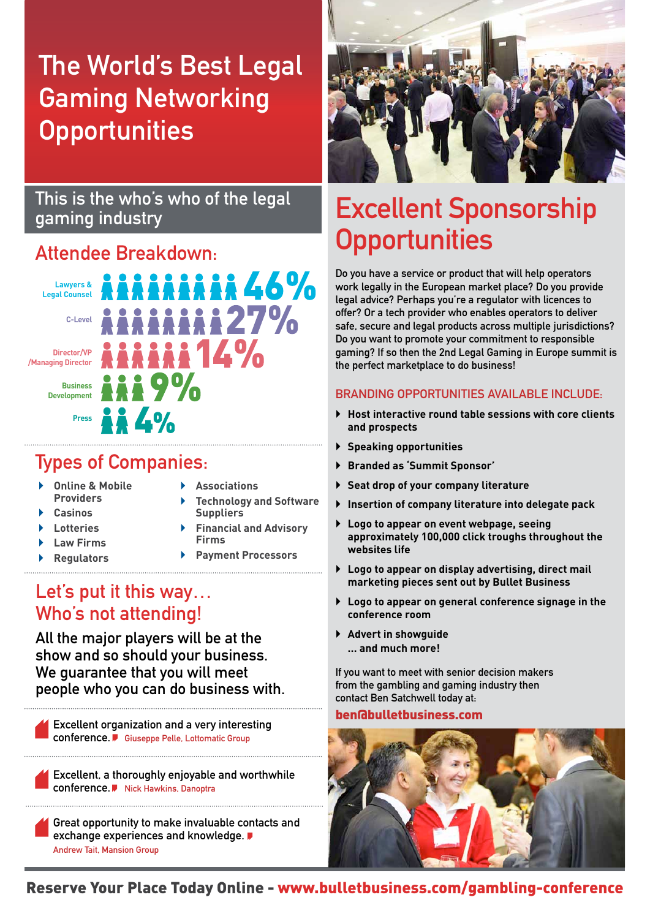# The World's Best Legal Gaming Networking Opportunities

## This is the who's who of the legal gaming industry

### Attendee Breakdown:

- Lawyers & Legal Counsel 46%
- C-Level 27%
- Director/VP /Managing Director 14%
- Business Development 9%
- Press 4%

### Types of Companies:

- Online & Mobile Providers
- Casinos
- Lotteries
- Law Firms
- Regulators
- Associations
- Technology and Software Suppliers
- Financial and Advisory Firms
- Payment Processors

### Let's put it this way… Who's not attending!

All the major players will be at the show and so should your business. We guarantee that you will meet people who you can do business with.

> Excellent organization and a very interesting conference. Giuseppe Pelle, Lottomatic Group

> Excellent, a thoroughly enjoyable and worthwhile conference. Nick Hawkins, Danoptra

> Great opportunity to make invaluable contacts and exchange experiences and knowledge. Andrew Tait, Mansion Group

# Excellent Sponsorship Opportunities

Do you have a service or product that will help operators work legally in the European market place? Do you provide legal advice? Perhaps you're a regulator with licences to offer? Or a tech provider who enables operators to deliver safe, secure and legal products across multiple jurisdictions? Do you want to promote your commitment to responsible gaming? If so then the 2nd Legal Gaming in Europe summit is the perfect marketplace to do business!

### BRANDING OPPORTUNITIES AVAILABLE INCLUDE:

- **Host interactive round table sessions with core clients and prospects**
- **Speaking opportunities**
- **Branded as 'Summit Sponsor'**
- **Seat drop of your company literature**
- **Insertion of company literature into delegate pack**
- **Logo to appear on event webpage, seeing approximately 100,000 click troughs throughout the websites life**
- **Logo to appear on display advertising, direct mail marketing pieces sent out by Bullet Business**
- **Logo to appear on general conference signage in the conference room**
- **Advert in showguide**
  **... and much more!**

If you want to meet with senior decision makers from the gambling and gaming industry then contact Ben Satchwell today at:

**ben@bulletbusiness.com**

**Reserve Your Place Today Online - www.bulletbusiness.com/gambling-conference**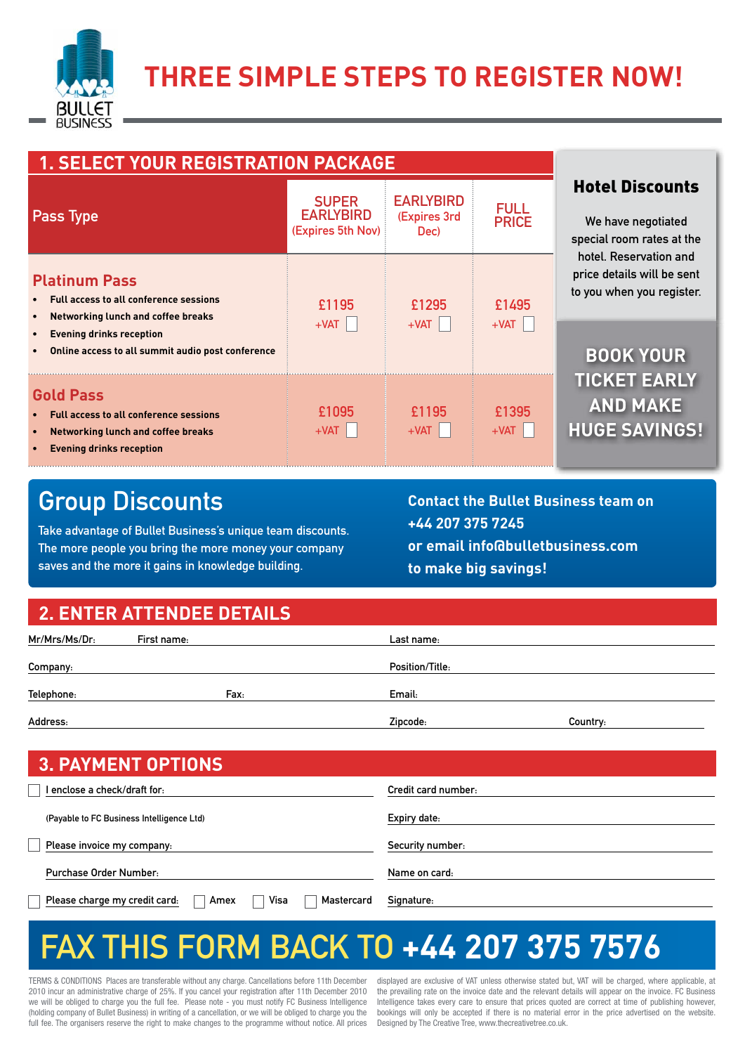BULLET BUSINESS

# THREE SIMPLE STEPS TO REGISTER NOW!

## 1. SELECT YOUR REGISTRATION PACKAGE

| Pass Type | SUPER EARLYBIRD (Expires 5th Nov) | EARLYBIRD (Expires 3rd Dec) | FULL PRICE |
|---|---|---|---|
| **Platinum Pass**<br>• Full access to all conference sessions<br>• Networking lunch and coffee breaks<br>• Evening drinks reception<br>• Online access to all summit audio post conference | £1195 +VAT ☐ | £1295 +VAT ☐ | £1495 +VAT ☐ |
| **Gold Pass**<br>• Full access to all conference sessions<br>• Networking lunch and coffee breaks<br>• Evening drinks reception | £1095 +VAT ☐ | £1195 +VAT ☐ | £1395 +VAT ☐ |

### Hotel Discounts

We have negotiated special room rates at the hotel. Reservation and price details will be sent to you when you register.

**BOOK YOUR TICKET EARLY AND MAKE HUGE SAVINGS!**

## Group Discounts

Take advantage of Bullet Business's unique team discounts. The more people you bring the more money your company saves and the more it gains in knowledge building.

**Contact the Bullet Business team on +44 207 375 7245 or email info@bulletbusiness.com to make big savings!**

## 2. ENTER ATTENDEE DETAILS

Mr/Mrs/Ms/Dr: First name: Last name:

Company: Position/Title:

Telephone: Fax: Email:

Address: Zipcode: Country:

## 3. PAYMENT OPTIONS

☐ I enclose a check/draft for:

(Payable to FC Business Intelligence Ltd)

☐ Please invoice my company:

Purchase Order Number:

☐ Please charge my credit card: ☐ Amex ☐ Visa ☐ Mastercard

Credit card number:

Expiry date:

Security number:

Name on card:

Signature:

# FAX THIS FORM BACK TO +44 207 375 7576

TERMS & CONDITIONS Places are transferable without any charge. Cancellations before 11th December 2010 incur an administrative charge of 25%. If you cancel your registration after 11th December 2010 we will be obliged to charge you the full fee. Please note - you must notify FC Business Intelligence (holding company of Bullet Business) in writing of a cancellation, or we will be obliged to charge you the full fee. The organisers reserve the right to make changes to the programme without notice. All prices displayed are exclusive of VAT unless otherwise stated but, VAT will be charged, where applicable, at the prevailing rate on the invoice date and the relevant details will appear on the invoice. FC Business Intelligence takes every care to ensure that prices quoted are correct at time of publishing however, bookings will only be accepted if there is no material error in the price advertised on the website. Designed by The Creative Tree, www.thecreativetree.co.uk.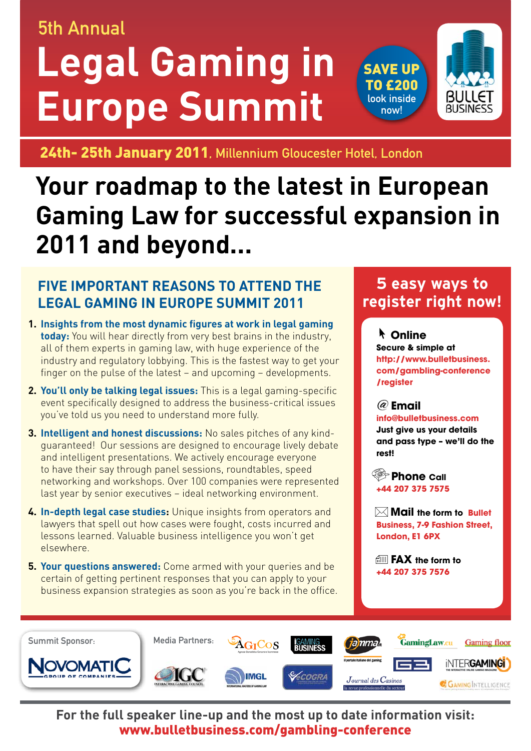5th Annual

# Legal Gaming in Europe Summit

SAVE UP TO £200 look inside now!

BULLET BUSINESS

**24th- 25th January 2011**, Millennium Gloucester Hotel, London

## Your roadmap to the latest in European Gaming Law for successful expansion in 2011 and beyond...

### FIVE IMPORTANT REASONS TO ATTEND THE LEGAL GAMING IN EUROPE SUMMIT 2011

1. **Insights from the most dynamic figures at work in legal gaming today:** You will hear directly from very best brains in the industry, all of them experts in gaming law, with huge experience of the industry and regulatory lobbying. This is the fastest way to get your finger on the pulse of the latest – and upcoming – developments.
2. **You'll only be talking legal issues:** This is a legal gaming-specific event specifically designed to address the business-critical issues you've told us you need to understand more fully.
3. **Intelligent and honest discussions:** No sales pitches of any kind- guaranteed! Our sessions are designed to encourage lively debate and intelligent presentations. We actively encourage everyone to have their say through panel sessions, roundtables, speed networking and workshops. Over 100 companies were represented last year by senior executives – ideal networking environment.
4. **In-depth legal case studies:** Unique insights from operators and lawyers that spell out how cases were fought, costs incurred and lessons learned. Valuable business intelligence you won't get elsewhere.
5. **Your questions answered:** Come armed with your queries and be certain of getting pertinent responses that you can apply to your business expansion strategies as soon as you're back in the office.

### 5 easy ways to register right now!

**Online**
Secure & simple at
http://www.bulletbusiness.com/gambling-conference/register

**Email**
info@bulletbusiness.com
Just give us your details and pass type – we'll do the rest!

**Phone** Call
+44 207 375 7575

**Mail** the form to Bullet Business, 7-9 Fashion Street, London, E1 6PX

**FAX** the form to
+44 207 375 7576

Summit Sponsor: NOVOMATIC GROUP OF COMPANIES

Media Partners: AGICOS, iGAMING BUSINESS, jamma.it, GamingLaw.eu, Gaming floor, IGC Interactive Gaming Council, IMGL, eCOGRA, Journal des Casinos, G3, iNTERGAMINGi, Gaming Intelligence

For the full speaker line-up and the most up to date information visit:
**www.bulletbusiness.com/gambling-conference**